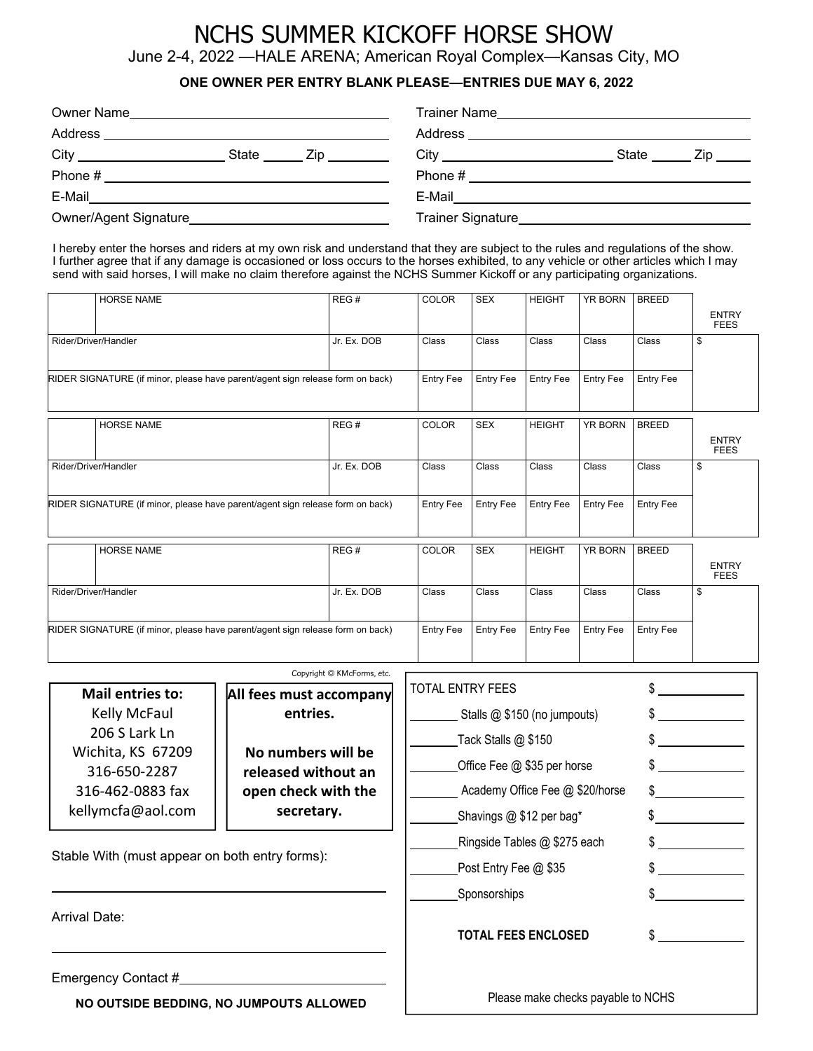# NCHS SUMMER KICKOFF HORSE SHOW

June 2-4, 2022 —HALE ARENA; American Royal Complex—Kansas City, MO

**ONE OWNER PER ENTRY BLANK PLEASE—ENTRIES DUE MAY 6, 2022**

Owner Name________________________________

Address________________________________

City ____________________ State ______ Zip ________

Phone # ________________________________

E-Mail________________________________

Owner/Agent Signature________________________________

Trainer Name________________________________

Address________________________________

City ____________________ State ______ Zip ________

Phone # ________________________________

E-Mail________________________________

Trainer Signature________________________________

I hereby enter the horses and riders at my own risk and understand that they are subject to the rules and regulations of the show. I further agree that if any damage is occasioned or loss occurs to the horses exhibited, to any vehicle or other articles which I may send with said horses, I will make no claim therefore against the NCHS Summer Kickoff or any participating organizations.

| | HORSE NAME | REG # | COLOR | SEX | HEIGHT | YR BORN | BREED | ENTRY FEES |
|---|---|---|---|---|---|---|---|---|
| Rider/Driver/Handler | | Jr. Ex. DOB | Class | Class | Class | Class | Class | $ |
| RIDER SIGNATURE (if minor, please have parent/agent sign release form on back) | | | Entry Fee | Entry Fee | Entry Fee | Entry Fee | Entry Fee | |

| | HORSE NAME | REG # | COLOR | SEX | HEIGHT | YR BORN | BREED | ENTRY FEES |
|---|---|---|---|---|---|---|---|---|
| Rider/Driver/Handler | | Jr. Ex. DOB | Class | Class | Class | Class | Class | $ |
| RIDER SIGNATURE (if minor, please have parent/agent sign release form on back) | | | Entry Fee | Entry Fee | Entry Fee | Entry Fee | Entry Fee | |

| | HORSE NAME | REG # | COLOR | SEX | HEIGHT | YR BORN | BREED | ENTRY FEES |
|---|---|---|---|---|---|---|---|---|
| Rider/Driver/Handler | | Jr. Ex. DOB | Class | Class | Class | Class | Class | $ |
| RIDER SIGNATURE (if minor, please have parent/agent sign release form on back) | | | Entry Fee | Entry Fee | Entry Fee | Entry Fee | Entry Fee | |

Copyright © KMcForms, etc.

**Mail entries to:**
Kelly McFaul
206 S Lark Ln
Wichita, KS 67209
316-650-2287
316-462-0883 fax
kellymcfa@aol.com

**All fees must accompany entries.**

**No numbers will be released without an open check with the secretary.**

Stable With (must appear on both entry forms):

________________________________

Arrival Date:

________________________________

Emergency Contact #________________________________

**NO OUTSIDE BEDDING, NO JUMPOUTS ALLOWED**

| | |
|---|---|
| TOTAL ENTRY FEES | $ ________ |
| ______ Stalls @ $150 (no jumpouts) | $ ________ |
| ______ Tack Stalls @ $150 | $ ________ |
| ______ Office Fee @ $35 per horse | $ ________ |
| ______ Academy Office Fee @ $20/horse | $ ________ |
| ______ Shavings @ $12 per bag* | $ ________ |
| ______ Ringside Tables @ $275 each | $ ________ |
| ______ Post Entry Fee @ $35 | $ ________ |
| ______ Sponsorships | $ ________ |
| **TOTAL FEES ENCLOSED** | $ ________ |

Please make checks payable to NCHS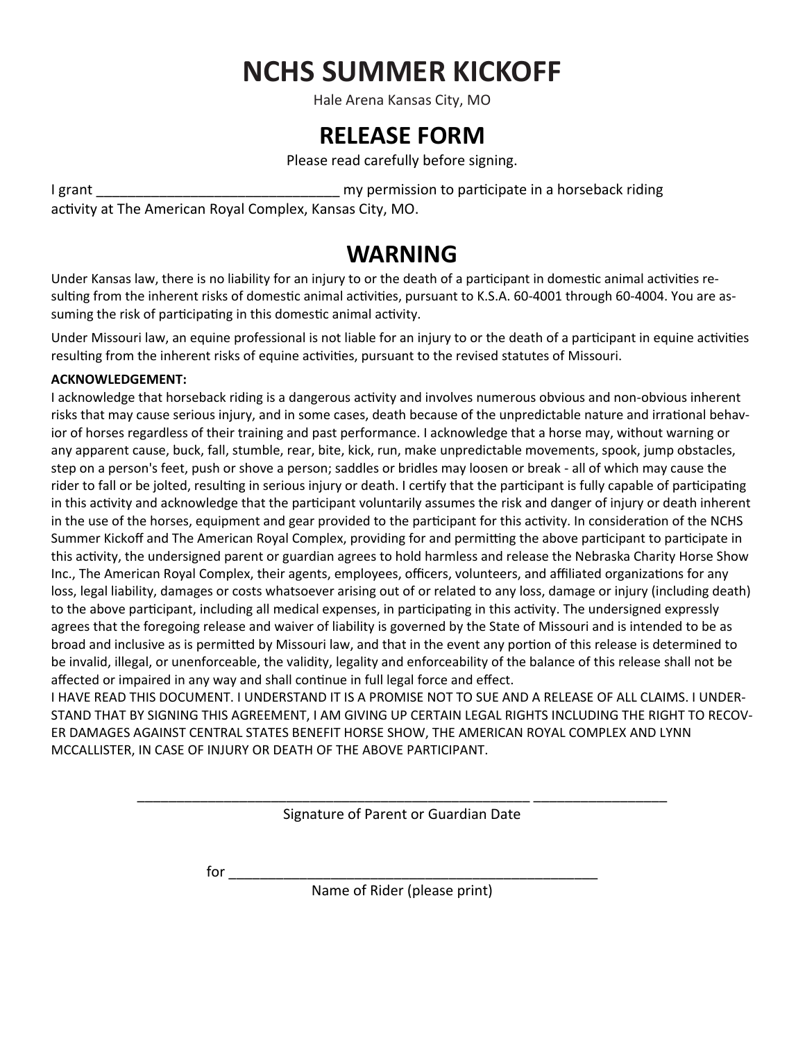# NCHS SUMMER KICKOFF

Hale Arena Kansas City, MO

# RELEASE FORM

Please read carefully before signing.

I grant _______________________________ my permission to participate in a horseback riding activity at The American Royal Complex, Kansas City, MO.

# WARNING

Under Kansas law, there is no liability for an injury to or the death of a participant in domestic animal activities resulting from the inherent risks of domestic animal activities, pursuant to K.S.A. 60-4001 through 60-4004. You are assuming the risk of participating in this domestic animal activity.

Under Missouri law, an equine professional is not liable for an injury to or the death of a participant in equine activities resulting from the inherent risks of equine activities, pursuant to the revised statutes of Missouri.

**ACKNOWLEDGEMENT:**

I acknowledge that horseback riding is a dangerous activity and involves numerous obvious and non-obvious inherent risks that may cause serious injury, and in some cases, death because of the unpredictable nature and irrational behavior of horses regardless of their training and past performance. I acknowledge that a horse may, without warning or any apparent cause, buck, fall, stumble, rear, bite, kick, run, make unpredictable movements, spook, jump obstacles, step on a person's feet, push or shove a person; saddles or bridles may loosen or break - all of which may cause the rider to fall or be jolted, resulting in serious injury or death. I certify that the participant is fully capable of participating in this activity and acknowledge that the participant voluntarily assumes the risk and danger of injury or death inherent in the use of the horses, equipment and gear provided to the participant for this activity. In consideration of the NCHS Summer Kickoff and The American Royal Complex, providing for and permitting the above participant to participate in this activity, the undersigned parent or guardian agrees to hold harmless and release the Nebraska Charity Horse Show Inc., The American Royal Complex, their agents, employees, officers, volunteers, and affiliated organizations for any loss, legal liability, damages or costs whatsoever arising out of or related to any loss, damage or injury (including death) to the above participant, including all medical expenses, in participating in this activity. The undersigned expressly agrees that the foregoing release and waiver of liability is governed by the State of Missouri and is intended to be as broad and inclusive as is permitted by Missouri law, and that in the event any portion of this release is determined to be invalid, illegal, or unenforceable, the validity, legality and enforceability of the balance of this release shall not be affected or impaired in any way and shall continue in full legal force and effect.

I HAVE READ THIS DOCUMENT. I UNDERSTAND IT IS A PROMISE NOT TO SUE AND A RELEASE OF ALL CLAIMS. I UNDERSTAND THAT BY SIGNING THIS AGREEMENT, I AM GIVING UP CERTAIN LEGAL RIGHTS INCLUDING THE RIGHT TO RECOVER DAMAGES AGAINST CENTRAL STATES BENEFIT HORSE SHOW, THE AMERICAN ROYAL COMPLEX AND LYNN MCCALLISTER, IN CASE OF INJURY OR DEATH OF THE ABOVE PARTICIPANT.

_____________________________________________________ _________________

Signature of Parent or Guardian Date

for _________________________________________________

Name of Rider (please print)